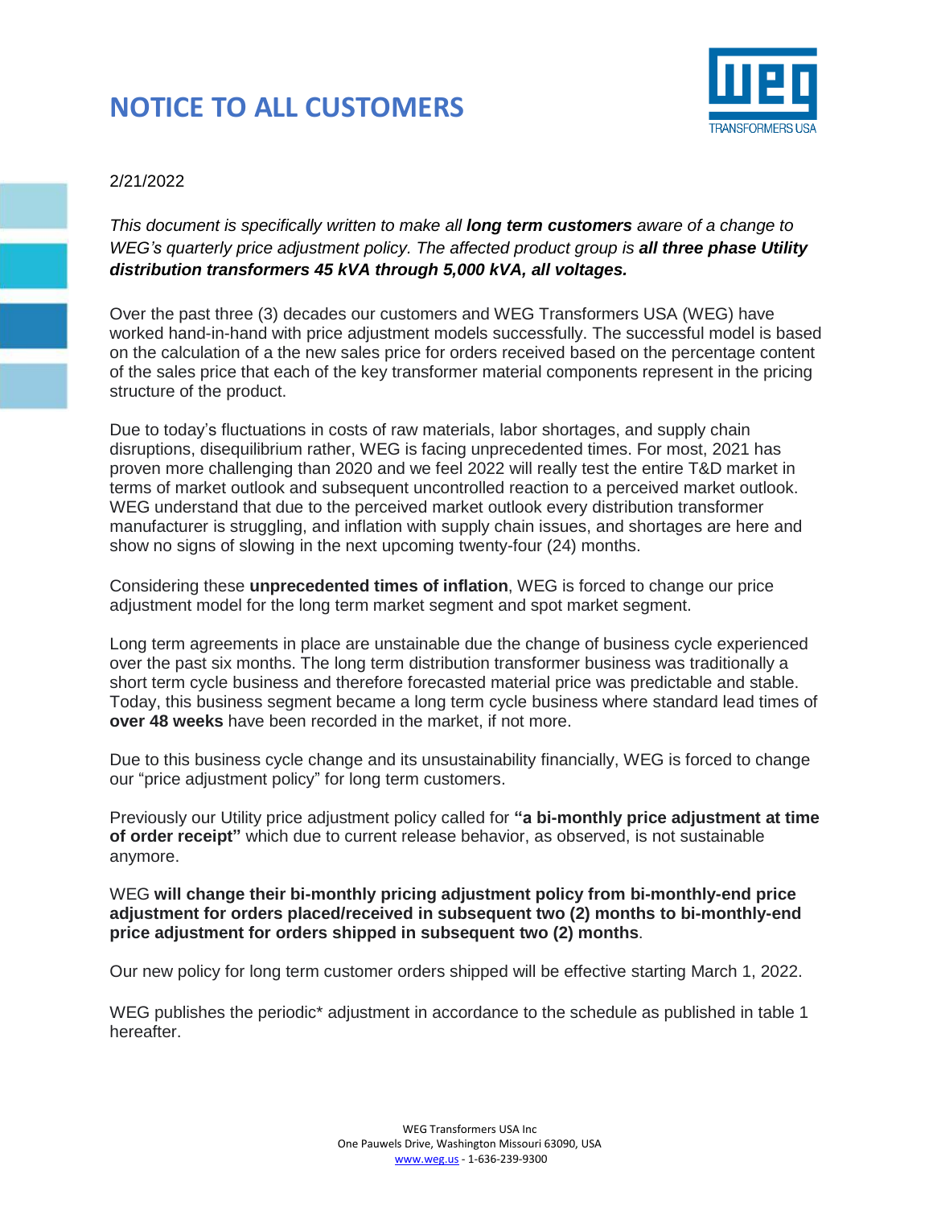# NOTICE TO ALL CUSTOMERS

2/21/2022

*This document is specifically written to make all **long term customers** aware of a change to WEG's quarterly price adjustment policy. The affected product group is **all three phase Utility distribution transformers 45 kVA through 5,000 kVA, all voltages.***

Over the past three (3) decades our customers and WEG Transformers USA (WEG) have worked hand-in-hand with price adjustment models successfully. The successful model is based on the calculation of a the new sales price for orders received based on the percentage content of the sales price that each of the key transformer material components represent in the pricing structure of the product.

Due to today's fluctuations in costs of raw materials, labor shortages, and supply chain disruptions, disequilibrium rather, WEG is facing unprecedented times. For most, 2021 has proven more challenging than 2020 and we feel 2022 will really test the entire T&D market in terms of market outlook and subsequent uncontrolled reaction to a perceived market outlook. WEG understand that due to the perceived market outlook every distribution transformer manufacturer is struggling, and inflation with supply chain issues, and shortages are here and show no signs of slowing in the next upcoming twenty-four (24) months.

Considering these **unprecedented times of inflation**, WEG is forced to change our price adjustment model for the long term market segment and spot market segment.

Long term agreements in place are unstainable due the change of business cycle experienced over the past six months. The long term distribution transformer business was traditionally a short term cycle business and therefore forecasted material price was predictable and stable. Today, this business segment became a long term cycle business where standard lead times of **over 48 weeks** have been recorded in the market, if not more.

Due to this business cycle change and its unsustainability financially, WEG is forced to change our "price adjustment policy" for long term customers.

Previously our Utility price adjustment policy called for **"a bi-monthly price adjustment at time of order receipt"** which due to current release behavior, as observed, is not sustainable anymore.

WEG **will change their bi-monthly pricing adjustment policy from bi-monthly-end price adjustment for orders placed/received in subsequent two (2) months to bi-monthly-end price adjustment for orders shipped in subsequent two (2) months**.

Our new policy for long term customer orders shipped will be effective starting March 1, 2022.

WEG publishes the periodic* adjustment in accordance to the schedule as published in table 1 hereafter.

WEG Transformers USA Inc
One Pauwels Drive, Washington Missouri 63090, USA
www.weg.us - 1-636-239-9300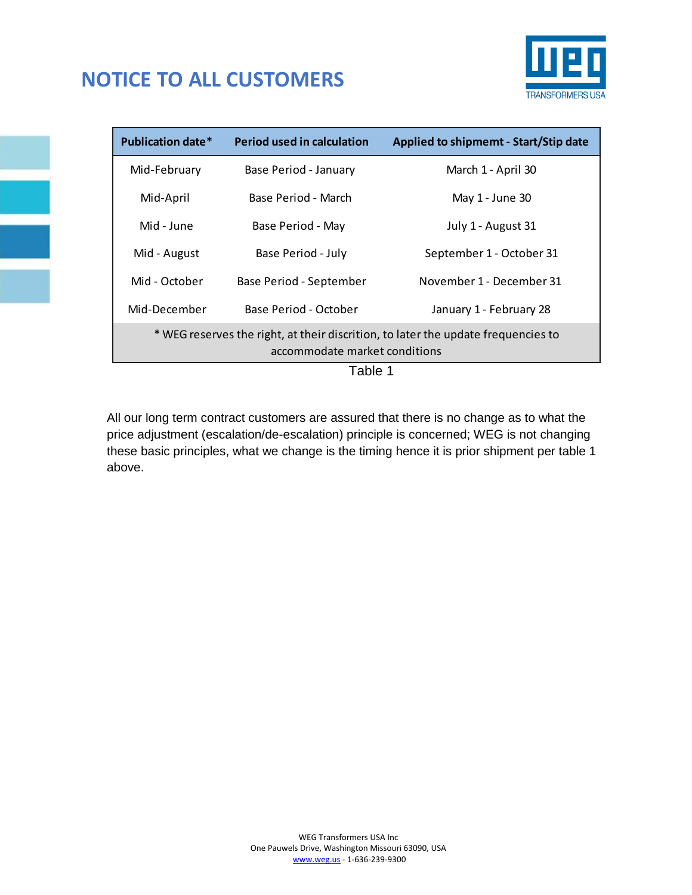# NOTICE TO ALL CUSTOMERS

| Publication date* | Period used in calculation | Applied to shipmemt - Start/Stip date |
|---|---|---|
| Mid-February | Base Period - January | March 1 - April 30 |
| Mid-April | Base Period - March | May 1 - June 30 |
| Mid - June | Base Period - May | July 1 - August 31 |
| Mid - August | Base Period - July | September 1 - October 31 |
| Mid - October | Base Period - September | November 1 - December 31 |
| Mid-December | Base Period - October | January 1 - February 28 |
| * WEG reserves the right, at their discrition, to later the update frequencies to accommodate market conditions | | |

Table 1

All our long term contract customers are assured that there is no change as to what the price adjustment (escalation/de-escalation) principle is concerned; WEG is not changing these basic principles, what we change is the timing hence it is prior shipment per table 1 above.

WEG Transformers USA Inc
One Pauwels Drive, Washington Missouri 63090, USA
www.weg.us - 1-636-239-9300